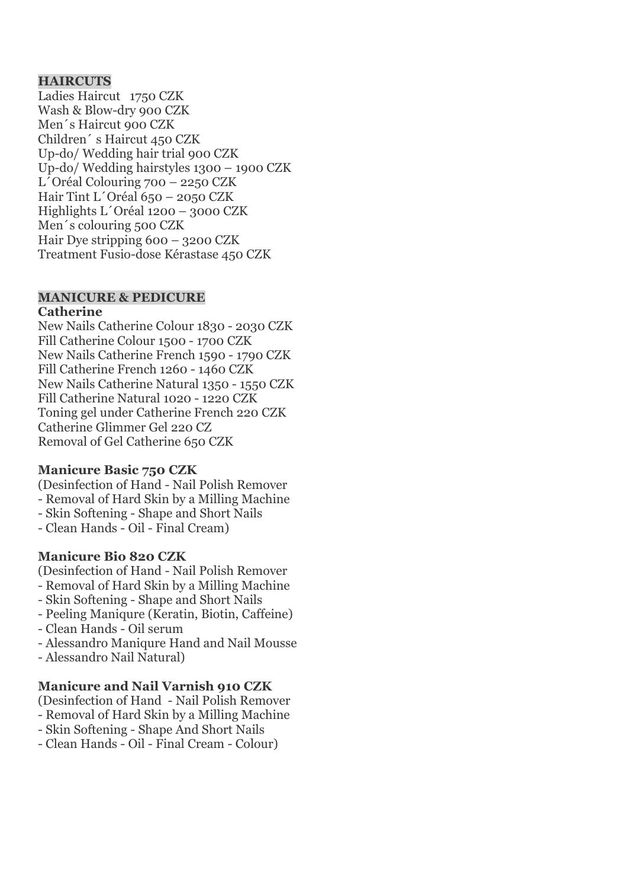## HAIRCUTS

Ladies Haircut   1750 CZK
Wash & Blow-dry 900 CZK
Men´s Haircut 900 CZK
Children´ s Haircut 450 CZK
Up-do/ Wedding hair trial 900 CZK
Up-do/ Wedding hairstyles 1300 – 1900 CZK
L´Oréal Colouring 700 – 2250 CZK
Hair Tint L´Oréal 650 – 2050 CZK
Highlights L´Oréal 1200 – 3000 CZK
Men´s colouring 500 CZK
Hair Dye stripping 600 – 3200 CZK
Treatment Fusio-dose Kérastase 450 CZK

## MANICURE & PEDICURE

**Catherine**

New Nails Catherine Colour 1830 - 2030 CZK
Fill Catherine Colour 1500 - 1700 CZK
New Nails Catherine French 1590 - 1790 CZK
Fill Catherine French 1260 - 1460 CZK
New Nails Catherine Natural 1350 - 1550 CZK
Fill Catherine Natural 1020 - 1220 CZK
Toning gel under Catherine French 220 CZK
Catherine Glimmer Gel 220 CZ
Removal of Gel Catherine 650 CZK

**Manicure Basic 750 CZK**

(Desinfection of Hand - Nail Polish Remover
- Removal of Hard Skin by a Milling Machine
- Skin Softening - Shape and Short Nails
- Clean Hands - Oil - Final Cream)

**Manicure Bio 820 CZK**

(Desinfection of Hand - Nail Polish Remover
- Removal of Hard Skin by a Milling Machine
- Skin Softening - Shape and Short Nails
- Peeling Maniqure (Keratin, Biotin, Caffeine)
- Clean Hands - Oil serum
- Alessandro Maniqure Hand and Nail Mousse
- Alessandro Nail Natural)

**Manicure and Nail Varnish 910 CZK**

(Desinfection of Hand  - Nail Polish Remover
- Removal of Hard Skin by a Milling Machine
- Skin Softening - Shape And Short Nails
- Clean Hands - Oil - Final Cream - Colour)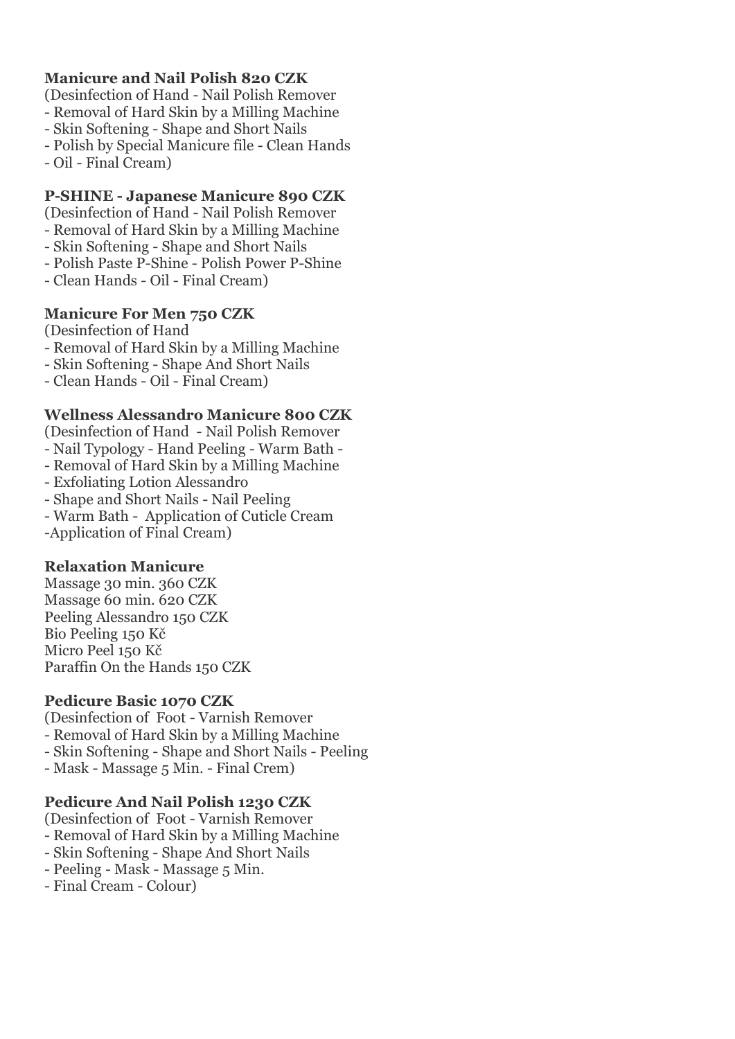**Manicure and Nail Polish 820 CZK**

(Desinfection of Hand - Nail Polish Remover
- Removal of Hard Skin by a Milling Machine
- Skin Softening - Shape and Short Nails
- Polish by Special Manicure file - Clean Hands
- Oil - Final Cream)

**P-SHINE - Japanese Manicure 890 CZK**

(Desinfection of Hand - Nail Polish Remover
- Removal of Hard Skin by a Milling Machine
- Skin Softening - Shape and Short Nails
- Polish Paste P-Shine - Polish Power P-Shine
- Clean Hands - Oil - Final Cream)

**Manicure For Men 750 CZK**

(Desinfection of Hand
- Removal of Hard Skin by a Milling Machine
- Skin Softening - Shape And Short Nails
- Clean Hands - Oil - Final Cream)

**Wellness Alessandro Manicure 800 CZK**

(Desinfection of Hand - Nail Polish Remover
- Nail Typology - Hand Peeling - Warm Bath -
- Removal of Hard Skin by a Milling Machine
- Exfoliating Lotion Alessandro
- Shape and Short Nails - Nail Peeling
- Warm Bath - Application of Cuticle Cream
-Application of Final Cream)

**Relaxation Manicure**

Massage 30 min. 360 CZK
Massage 60 min. 620 CZK
Peeling Alessandro 150 CZK
Bio Peeling 150 Kč
Micro Peel 150 Kč
Paraffin On the Hands 150 CZK

**Pedicure Basic 1070 CZK**

(Desinfection of Foot - Varnish Remover
- Removal of Hard Skin by a Milling Machine
- Skin Softening - Shape and Short Nails - Peeling
- Mask - Massage 5 Min. - Final Crem)

**Pedicure And Nail Polish 1230 CZK**

(Desinfection of Foot - Varnish Remover
- Removal of Hard Skin by a Milling Machine
- Skin Softening - Shape And Short Nails
- Peeling - Mask - Massage 5 Min.
- Final Cream - Colour)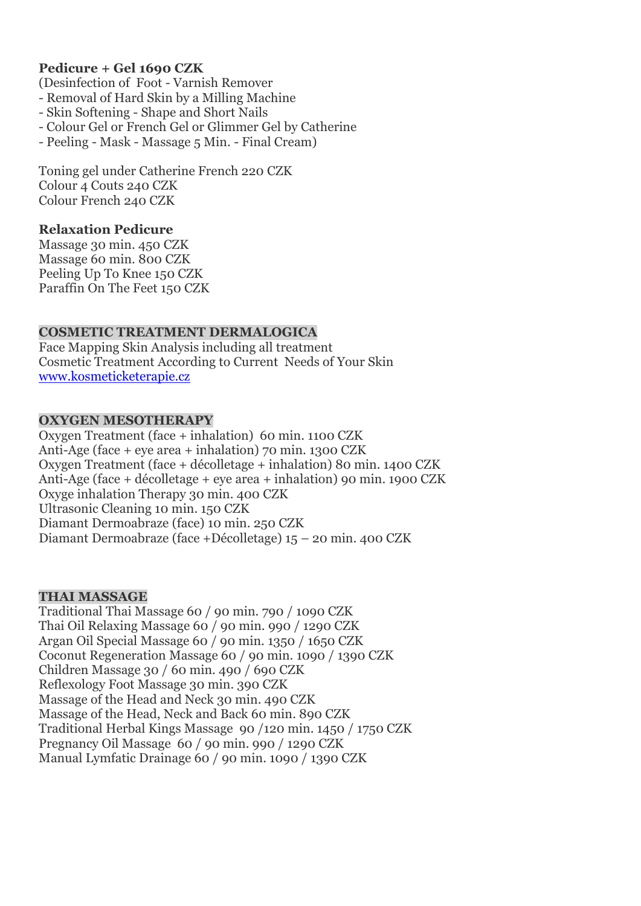**Pedicure + Gel 1690 CZK**
(Desinfection of Foot - Varnish Remover
- Removal of Hard Skin by a Milling Machine
- Skin Softening - Shape and Short Nails
- Colour Gel or French Gel or Glimmer Gel by Catherine
- Peeling - Mask - Massage 5 Min. - Final Cream)

Toning gel under Catherine French 220 CZK
Colour 4 Couts 240 CZK
Colour French 240 CZK

**Relaxation Pedicure**
Massage 30 min. 450 CZK
Massage 60 min. 800 CZK
Peeling Up To Knee 150 CZK
Paraffin On The Feet 150 CZK

## COSMETIC TREATMENT DERMALOGICA

Face Mapping Skin Analysis including all treatment
Cosmetic Treatment According to Current Needs of Your Skin
www.kosmeticketerapie.cz

## OXYGEN MESOTHERAPY

Oxygen Treatment (face + inhalation) 60 min. 1100 CZK
Anti-Age (face + eye area + inhalation) 70 min. 1300 CZK
Oxygen Treatment (face + décolletage + inhalation) 80 min. 1400 CZK
Anti-Age (face + décolletage + eye area + inhalation) 90 min. 1900 CZK
Oxyge inhalation Therapy 30 min. 400 CZK
Ultrasonic Cleaning 10 min. 150 CZK
Diamant Dermoabraze (face) 10 min. 250 CZK
Diamant Dermoabraze (face +Décolletage) 15 – 20 min. 400 CZK

## THAI MASSAGE

Traditional Thai Massage 60 / 90 min. 790 / 1090 CZK
Thai Oil Relaxing Massage 60 / 90 min. 990 / 1290 CZK
Argan Oil Special Massage 60 / 90 min. 1350 / 1650 CZK
Coconut Regeneration Massage 60 / 90 min. 1090 / 1390 CZK
Children Massage 30 / 60 min. 490 / 690 CZK
Reflexology Foot Massage 30 min. 390 CZK
Massage of the Head and Neck 30 min. 490 CZK
Massage of the Head, Neck and Back 60 min. 890 CZK
Traditional Herbal Kings Massage 90 /120 min. 1450 / 1750 CZK
Pregnancy Oil Massage 60 / 90 min. 990 / 1290 CZK
Manual Lymfatic Drainage 60 / 90 min. 1090 / 1390 CZK